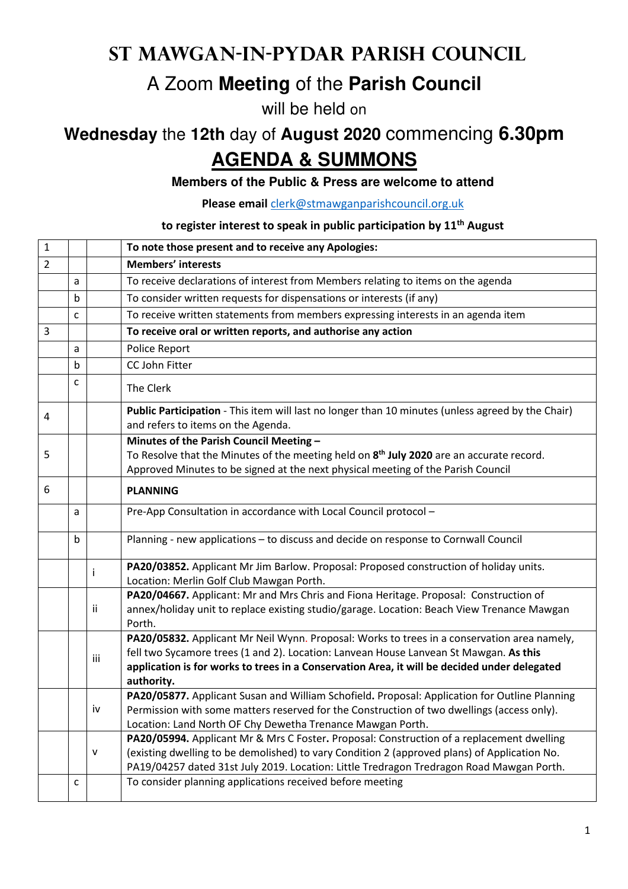# St Mawgan-in-Pydar Parish Council

## A Zoom **Meeting** of the **Parish Council**

will be held on

## **Wednesday** the **12th** day of **August 2020** commencing **6.30pm**

# AGENDA & SUMMONS

**Members of the Public & Press are welcome to attend**

**Please email** clerk@stmawganparishcouncil.org.uk

**to register interest to speak in public participation by 11th August**

| | | | |
|---|---|---|---|
| 1 | | | **To note those present and to receive any Apologies:** |
| 2 | | | **Members' interests** |
| | a | | To receive declarations of interest from Members relating to items on the agenda |
| | b | | To consider written requests for dispensations or interests (if any) |
| | c | | To receive written statements from members expressing interests in an agenda item |
| 3 | | | **To receive oral or written reports, and authorise any action** |
| | a | | Police Report |
| | b | | CC John Fitter |
| | c | | The Clerk |
| 4 | | | **Public Participation** - This item will last no longer than 10 minutes (unless agreed by the Chair) and refers to items on the Agenda. |
| 5 | | | **Minutes of the Parish Council Meeting –** To Resolve that the Minutes of the meeting held on **8th July 2020** are an accurate record. Approved Minutes to be signed at the next physical meeting of the Parish Council |
| 6 | | | **PLANNING** |
| | a | | Pre-App Consultation in accordance with Local Council protocol – |
| | b | | Planning - new applications – to discuss and decide on response to Cornwall Council |
| | | i | **PA20/03852.** Applicant Mr Jim Barlow. Proposal: Proposed construction of holiday units. Location: Merlin Golf Club Mawgan Porth. |
| | | ii | **PA20/04667.** Applicant: Mr and Mrs Chris and Fiona Heritage. Proposal: Construction of annex/holiday unit to replace existing studio/garage. Location: Beach View Trenance Mawgan Porth. |
| | | iii | **PA20/05832.** Applicant Mr Neil Wynn. Proposal: Works to trees in a conservation area, namely, fell two Sycamore trees (1 and 2). Location: Lanvean House Lanvean St Mawgan. **As this application is for works to trees in a Conservation Area, it will be decided under delegated authority.** |
| | | iv | **PA20/05877.** Applicant Susan and William Schofield**.** Proposal: Application for Outline Planning Permission with some matters reserved for the Construction of two dwellings (access only). Location: Land North OF Chy Dewetha Trenance Mawgan Porth. |
| | | v | **PA20/05994.** Applicant Mr & Mrs C Foster**.** Proposal: Construction of a replacement dwelling (existing dwelling to be demolished) to vary Condition 2 (approved plans) of Application No. PA19/04257 dated 31st July 2019. Location: Little Tredragon Tredragon Road Mawgan Porth. |
| | c | | To consider planning applications received before meeting |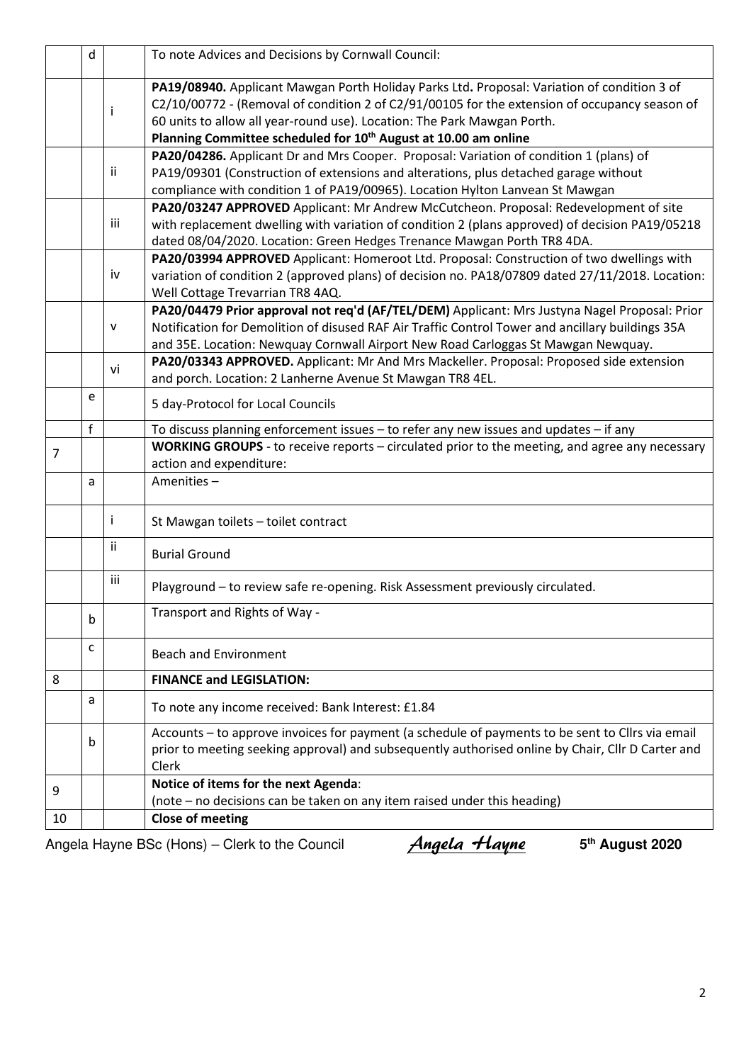| | | | |
|---|---|---|---|
| | d | | To note Advices and Decisions by Cornwall Council: |
| | | i | **PA19/08940.** Applicant Mawgan Porth Holiday Parks Ltd**.** Proposal: Variation of condition 3 of C2/10/00772 - (Removal of condition 2 of C2/91/00105 for the extension of occupancy season of 60 units to allow all year-round use). Location: The Park Mawgan Porth. **Planning Committee scheduled for 10th August at 10.00 am online** |
| | | ii | **PA20/04286.** Applicant Dr and Mrs Cooper. Proposal: Variation of condition 1 (plans) of PA19/09301 (Construction of extensions and alterations, plus detached garage without compliance with condition 1 of PA19/00965). Location Hylton Lanvean St Mawgan |
| | | iii | **PA20/03247 APPROVED** Applicant: Mr Andrew McCutcheon. Proposal: Redevelopment of site with replacement dwelling with variation of condition 2 (plans approved) of decision PA19/05218 dated 08/04/2020. Location: Green Hedges Trenance Mawgan Porth TR8 4DA. |
| | | iv | **PA20/03994 APPROVED** Applicant: Homeroot Ltd. Proposal: Construction of two dwellings with variation of condition 2 (approved plans) of decision no. PA18/07809 dated 27/11/2018. Location: Well Cottage Trevarrian TR8 4AQ. |
| | | v | **PA20/04479 Prior approval not req'd (AF/TEL/DEM)** Applicant: Mrs Justyna Nagel Proposal: Prior Notification for Demolition of disused RAF Air Traffic Control Tower and ancillary buildings 35A and 35E. Location: Newquay Cornwall Airport New Road Carloggas St Mawgan Newquay. |
| | | vi | **PA20/03343 APPROVED.** Applicant: Mr And Mrs Mackeller. Proposal: Proposed side extension and porch. Location: 2 Lanherne Avenue St Mawgan TR8 4EL. |
| | e | | 5 day-Protocol for Local Councils |
| | f | | To discuss planning enforcement issues – to refer any new issues and updates – if any |
| 7 | | | **WORKING GROUPS** - to receive reports – circulated prior to the meeting, and agree any necessary action and expenditure: |
| | a | | Amenities – |
| | | i | St Mawgan toilets – toilet contract |
| | | ii | Burial Ground |
| | | iii | Playground – to review safe re-opening. Risk Assessment previously circulated. |
| | b | | Transport and Rights of Way - |
| | c | | Beach and Environment |
| 8 | | | **FINANCE and LEGISLATION:** |
| | a | | To note any income received: Bank Interest: £1.84 |
| | b | | Accounts – to approve invoices for payment (a schedule of payments to be sent to Cllrs via email prior to meeting seeking approval) and subsequently authorised online by Chair, Cllr D Carter and Clerk |
| 9 | | | **Notice of items for the next Agenda**: (note – no decisions can be taken on any item raised under this heading) |
| 10 | | | **Close of meeting** |

Angela Hayne BSc (Hons) – Clerk to the Council *Angela Hayne* **5th August 2020**